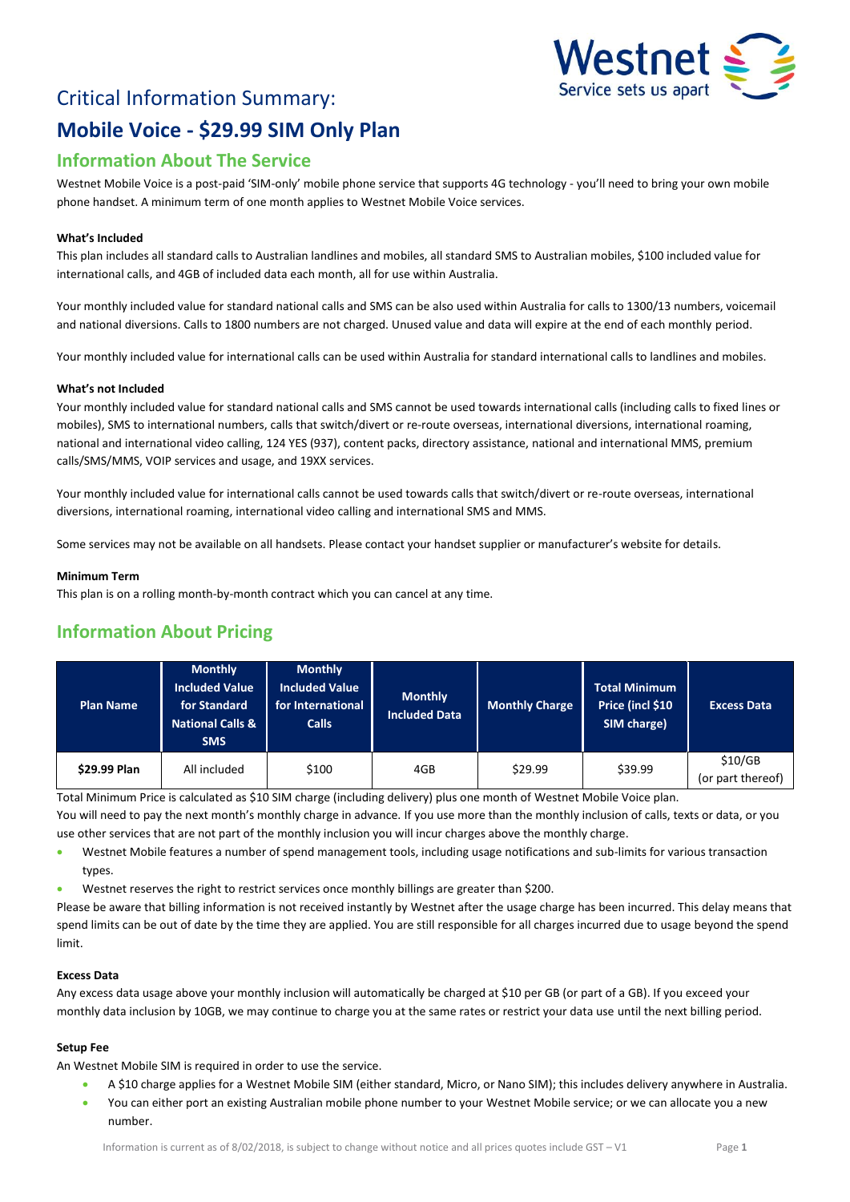# Critical Information Summary:

# Mobile Voice - $29.99 SIM Only Plan

## Information About The Service

Westnet Mobile Voice is a post-paid 'SIM-only' mobile phone service that supports 4G technology - you'll need to bring your own mobile phone handset. A minimum term of one month applies to Westnet Mobile Voice services.

**What's Included**

This plan includes all standard calls to Australian landlines and mobiles, all standard SMS to Australian mobiles, $100 included value for international calls, and 4GB of included data each month, all for use within Australia.

Your monthly included value for standard national calls and SMS can be also used within Australia for calls to 1300/13 numbers, voicemail and national diversions. Calls to 1800 numbers are not charged. Unused value and data will expire at the end of each monthly period.

Your monthly included value for international calls can be used within Australia for standard international calls to landlines and mobiles.

**What's not Included**

Your monthly included value for standard national calls and SMS cannot be used towards international calls (including calls to fixed lines or mobiles), SMS to international numbers, calls that switch/divert or re-route overseas, international diversions, international roaming, national and international video calling, 124 YES (937), content packs, directory assistance, national and international MMS, premium calls/SMS/MMS, VOIP services and usage, and 19XX services.

Your monthly included value for international calls cannot be used towards calls that switch/divert or re-route overseas, international diversions, international roaming, international video calling and international SMS and MMS.

Some services may not be available on all handsets. Please contact your handset supplier or manufacturer's website for details.

**Minimum Term**

This plan is on a rolling month-by-month contract which you can cancel at any time.

## Information About Pricing

| Plan Name | Monthly Included Value for Standard National Calls & SMS | Monthly Included Value for International Calls | Monthly Included Data | Monthly Charge | Total Minimum Price (incl $10 SIM charge) | Excess Data |
|---|---|---|---|---|---|---|
| **$29.99 Plan** | All included | $100 | 4GB | $29.99 | $39.99 | $10/GB (or part thereof) |

Total Minimum Price is calculated as $10 SIM charge (including delivery) plus one month of Westnet Mobile Voice plan.

You will need to pay the next month's monthly charge in advance. If you use more than the monthly inclusion of calls, texts or data, or you use other services that are not part of the monthly inclusion you will incur charges above the monthly charge.

- Westnet Mobile features a number of spend management tools, including usage notifications and sub-limits for various transaction types.
- Westnet reserves the right to restrict services once monthly billings are greater than $200.

Please be aware that billing information is not received instantly by Westnet after the usage charge has been incurred. This delay means that spend limits can be out of date by the time they are applied. You are still responsible for all charges incurred due to usage beyond the spend limit.

**Excess Data**

Any excess data usage above your monthly inclusion will automatically be charged at $10 per GB (or part of a GB). If you exceed your monthly data inclusion by 10GB, we may continue to charge you at the same rates or restrict your data use until the next billing period.

**Setup Fee**

An Westnet Mobile SIM is required in order to use the service.

- A $10 charge applies for a Westnet Mobile SIM (either standard, Micro, or Nano SIM); this includes delivery anywhere in Australia.
- You can either port an existing Australian mobile phone number to your Westnet Mobile service; or we can allocate you a new number.

Information is current as of 8/02/2018, is subject to change without notice and all prices quotes include GST – V1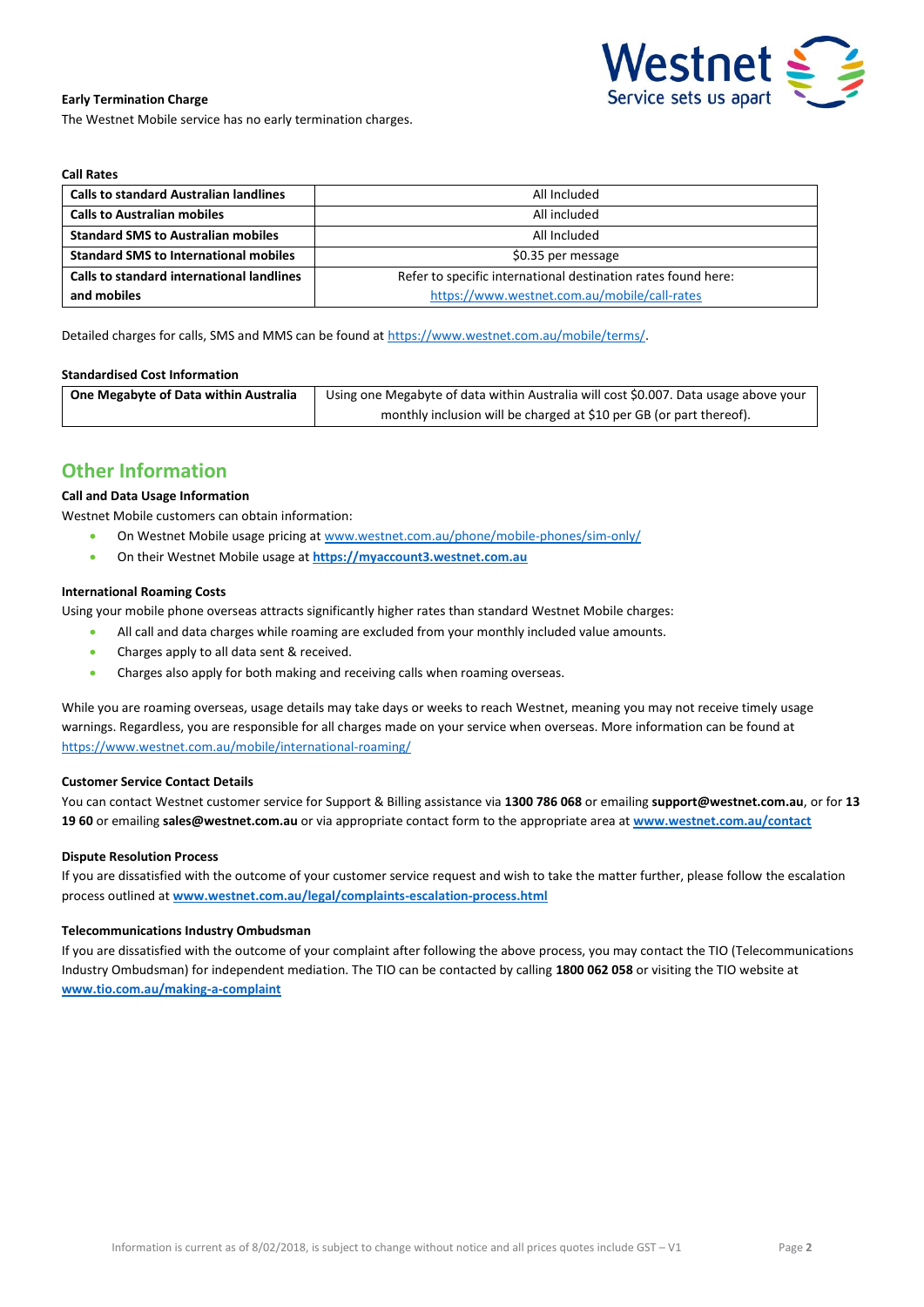**Early Termination Charge**

The Westnet Mobile service has no early termination charges.

**Call Rates**

| | |
|---|---|
| **Calls to standard Australian landlines** | All Included |
| **Calls to Australian mobiles** | All included |
| **Standard SMS to Australian mobiles** | All Included |
| **Standard SMS to International mobiles** | $0.35 per message |
| **Calls to standard international landlines and mobiles** | Refer to specific international destination rates found here: https://www.westnet.com.au/mobile/call-rates |

Detailed charges for calls, SMS and MMS can be found at https://www.westnet.com.au/mobile/terms/.

**Standardised Cost Information**

| | |
|---|---|
| **One Megabyte of Data within Australia** | Using one Megabyte of data within Australia will cost $0.007. Data usage above your monthly inclusion will be charged at $10 per GB (or part thereof). |

## Other Information

**Call and Data Usage Information**

Westnet Mobile customers can obtain information:

- On Westnet Mobile usage pricing at www.westnet.com.au/phone/mobile-phones/sim-only/
- On their Westnet Mobile usage at **https://myaccount3.westnet.com.au**

**International Roaming Costs**

Using your mobile phone overseas attracts significantly higher rates than standard Westnet Mobile charges:

- All call and data charges while roaming are excluded from your monthly included value amounts.
- Charges apply to all data sent & received.
- Charges also apply for both making and receiving calls when roaming overseas.

While you are roaming overseas, usage details may take days or weeks to reach Westnet, meaning you may not receive timely usage warnings. Regardless, you are responsible for all charges made on your service when overseas. More information can be found at https://www.westnet.com.au/mobile/international-roaming/

**Customer Service Contact Details**

You can contact Westnet customer service for Support & Billing assistance via **1300 786 068** or emailing **support@westnet.com.au**, or for **13 19 60** or emailing **sales@westnet.com.au** or via appropriate contact form to the appropriate area at **www.westnet.com.au/contact**

**Dispute Resolution Process**

If you are dissatisfied with the outcome of your customer service request and wish to take the matter further, please follow the escalation process outlined at **www.westnet.com.au/legal/complaints-escalation-process.html**

**Telecommunications Industry Ombudsman**

If you are dissatisfied with the outcome of your complaint after following the above process, you may contact the TIO (Telecommunications Industry Ombudsman) for independent mediation. The TIO can be contacted by calling **1800 062 058** or visiting the TIO website at **www.tio.com.au/making-a-complaint**

Information is current as of 8/02/2018, is subject to change without notice and all prices quotes include GST – V1